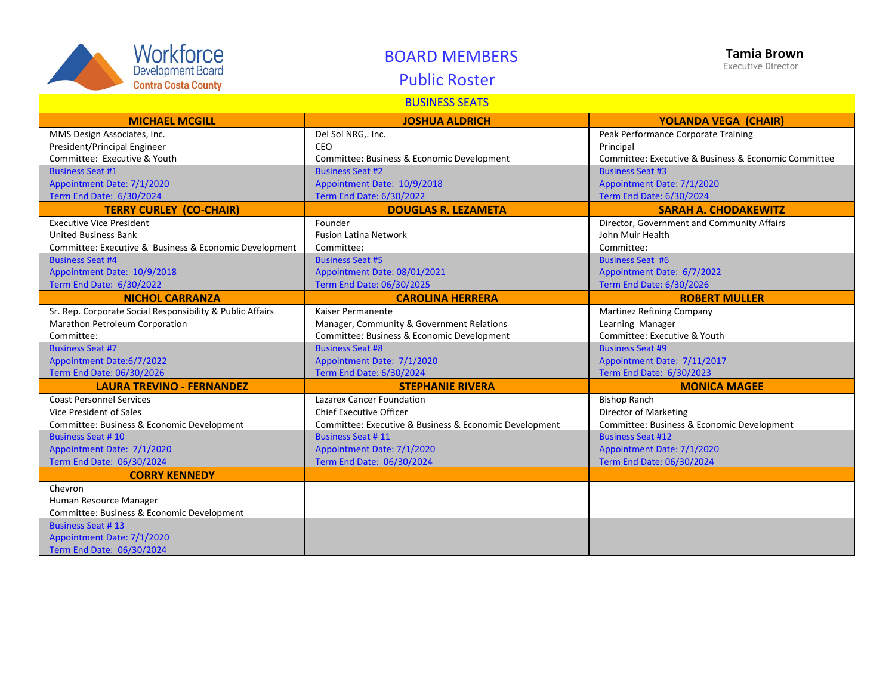Workforce Development Board Contra Costa County

# BOARD MEMBERS

## Public Roster

**Tamia Brown**
Executive Director

### BUSINESS SEATS

| **MICHAEL MCGILL** | **JOSHUA ALDRICH** | **YOLANDA VEGA (CHAIR)** |
|---|---|---|
| MMS Design Associates, Inc.<br>President/Principal Engineer<br>Committee: Executive & Youth<br>Business Seat #1<br>Appointment Date: 7/1/2020<br>Term End Date: 6/30/2024 | Del Sol NRG,. Inc.<br>CEO<br>Committee: Business & Economic Development<br>Business Seat #2<br>Appointment Date: 10/9/2018<br>Term End Date: 6/30/2022 | Peak Performance Corporate Training<br>Principal<br>Committee: Executive & Business & Economic Committee<br>Business Seat #3<br>Appointment Date: 7/1/2020<br>Term End Date: 6/30/2024 |
| **TERRY CURLEY (CO-CHAIR)** | **DOUGLAS R. LEZAMETA** | **SARAH A. CHODAKEWITZ** |
| Executive Vice President<br>United Business Bank<br>Committee: Executive & Business & Economic Development<br>Business Seat #4<br>Appointment Date: 10/9/2018<br>Term End Date: 6/30/2022 | Founder<br>Fusion Latina Network<br>Committee:<br>Business Seat #5<br>Appointment Date: 08/01/2021<br>Term End Date: 06/30/2025 | Director, Government and Community Affairs<br>John Muir Health<br>Committee:<br>Business Seat #6<br>Appointment Date: 6/7/2022<br>Term End Date: 6/30/2026 |
| **NICHOL CARRANZA** | **CAROLINA HERRERA** | **ROBERT MULLER** |
| Sr. Rep. Corporate Social Responsibility & Public Affairs<br>Marathon Petroleum Corporation<br>Committee:<br>Business Seat #7<br>Appointment Date:6/7/2022<br>Term End Date: 06/30/2026 | Kaiser Permanente<br>Manager, Community & Government Relations<br>Committee: Business & Economic Development<br>Business Seat #8<br>Appointment Date: 7/1/2020<br>Term End Date: 6/30/2024 | Martinez Refining Company<br>Learning Manager<br>Committee: Executive & Youth<br>Business Seat #9<br>Appointment Date: 7/11/2017<br>Term End Date: 6/30/2023 |
| **LAURA TREVINO - FERNANDEZ** | **STEPHANIE RIVERA** | **MONICA MAGEE** |
| Coast Personnel Services<br>Vice President of Sales<br>Committee: Business & Economic Development<br>Business Seat # 10<br>Appointment Date: 7/1/2020<br>Term End Date: 06/30/2024 | Lazarex Cancer Foundation<br>Chief Executive Officer<br>Committee: Executive & Business & Economic Development<br>Business Seat # 11<br>Appointment Date: 7/1/2020<br>Term End Date: 06/30/2024 | Bishop Ranch<br>Director of Marketing<br>Committee: Business & Economic Development<br>Business Seat #12<br>Appointment Date: 7/1/2020<br>Term End Date: 06/30/2024 |
| **CORRY KENNEDY** | | |
| Chevron<br>Human Resource Manager<br>Committee: Business & Economic Development<br>Business Seat # 13<br>Appointment Date: 7/1/2020<br>Term End Date: 06/30/2024 | | |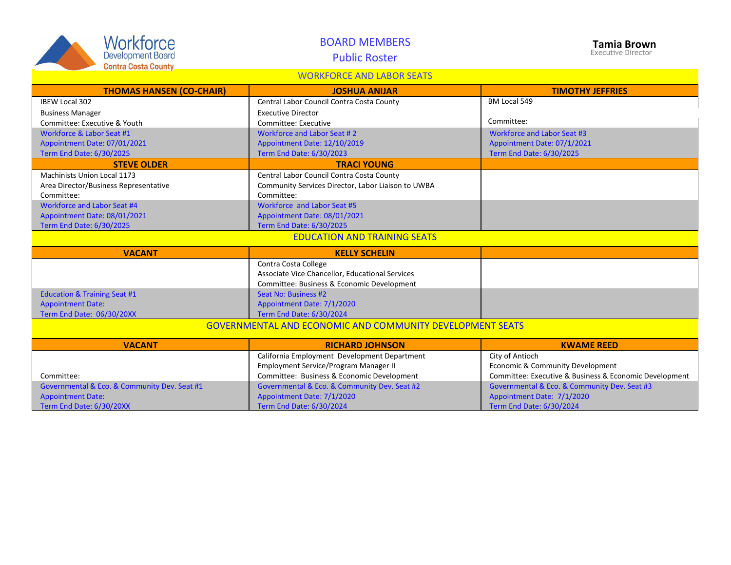Workforce Development Board Contra Costa County

# BOARD MEMBERS

## Public Roster

**Tamia Brown**
Executive Director

## WORKFORCE AND LABOR SEATS

| THOMAS HANSEN (CO-CHAIR) | JOSHUA ANIJAR | TIMOTHY JEFFRIES |
|---|---|---|
| IBEW Local 302<br>Business Manager<br>Committee: Executive & Youth | Central Labor Council Contra Costa County<br>Executive Director<br>Committee: Executive | BM Local 549<br><br>Committee: |
| Workforce & Labor Seat #1<br>Appointment Date: 07/01/2021<br>Term End Date: 6/30/2025 | Workforce and Labor Seat # 2<br>Appointment Date: 12/10/2019<br>Term End Date: 6/30/2023 | Workforce and Labor Seat #3<br>Appointment Date: 07/1/2021<br>Term End Date: 6/30/2025 |
| **STEVE OLDER** | **TRACI YOUNG** | |
| Machinists Union Local 1173<br>Area Director/Business Representative<br>Committee: | Central Labor Council Contra Costa County<br>Community Services Director, Labor Liaison to UWBA<br>Committee: | |
| Workforce and Labor Seat #4<br>Appointment Date: 08/01/2021<br>Term End Date: 6/30/2025 | Workforce and Labor Seat #5<br>Appointment Date: 08/01/2021<br>Term End Date: 6/30/2025 | |

## EDUCATION AND TRAINING SEATS

| VACANT | KELLY SCHELIN | |
|---|---|---|
| | Contra Costa College<br>Associate Vice Chancellor, Educational Services<br>Committee: Business & Economic Development | |
| Education & Training Seat #1<br>Appointment Date:<br>Term End Date: 06/30/20XX | Seat No: Business #2<br>Appointment Date: 7/1/2020<br>Term End Date: 6/30/2024 | |

## GOVERNMENTAL AND ECONOMIC AND COMMUNITY DEVELOPMENT SEATS

| VACANT | RICHARD JOHNSON | KWAME REED |
|---|---|---|
| <br><br>Committee: | California Employment Development Department<br>Employment Service/Program Manager II<br>Committee: Business & Economic Development | City of Antioch<br>Economic & Community Development<br>Committee: Executive & Business & Economic Development |
| Governmental & Eco. & Community Dev. Seat #1<br>Appointment Date:<br>Term End Date: 6/30/20XX | Governmental & Eco. & Community Dev. Seat #2<br>Appointment Date: 7/1/2020<br>Term End Date: 6/30/2024 | Governmental & Eco. & Community Dev. Seat #3<br>Appointment Date: 7/1/2020<br>Term End Date: 6/30/2024 |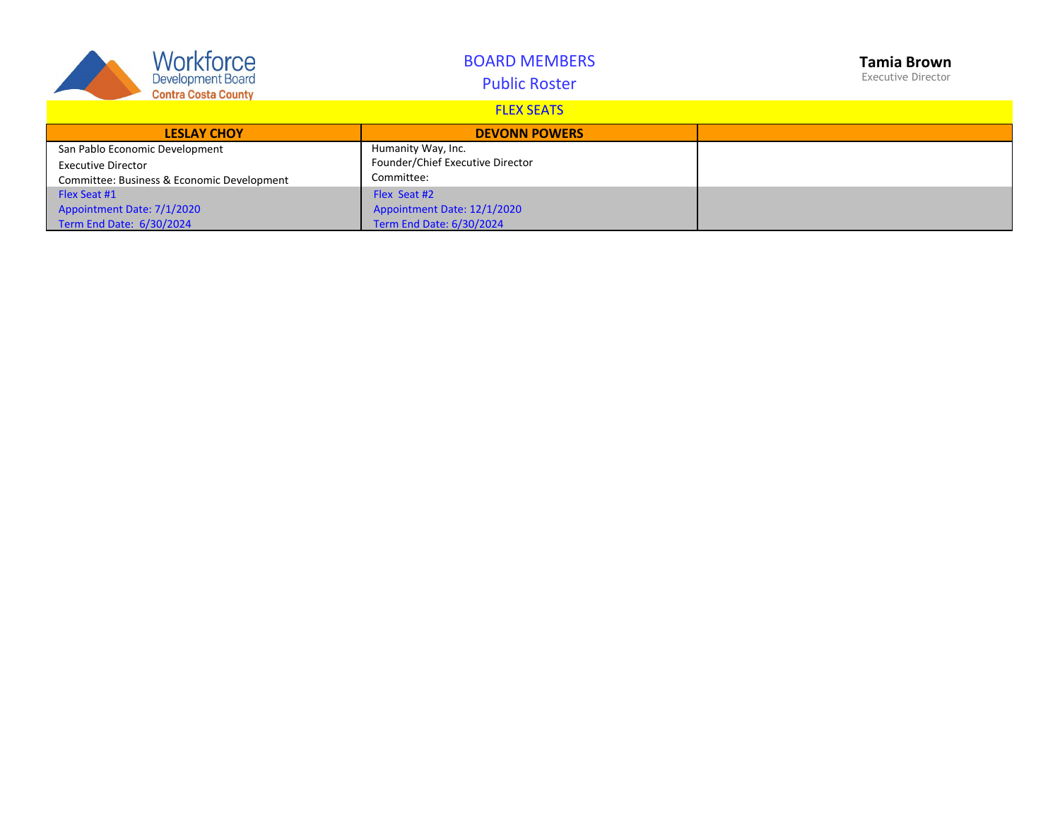Workforce Development Board
Contra Costa County

# BOARD MEMBERS

## Public Roster

**Tamia Brown**
Executive Director

### FLEX SEATS

| LESLAY CHOY | DEVONN POWERS | |
|---|---|---|
| San Pablo Economic Development | Humanity Way, Inc. | |
| Executive Director | Founder/Chief Executive Director | |
| Committee: Business & Economic Development | Committee: | |
| Flex Seat #1 | Flex Seat #2 | |
| Appointment Date: 7/1/2020 | Appointment Date: 12/1/2020 | |
| Term End Date: 6/30/2024 | Term End Date: 6/30/2024 | |